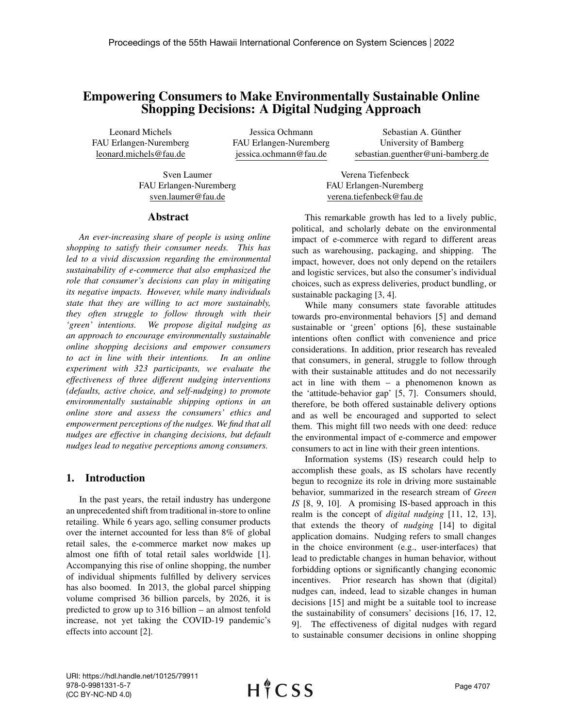# Empowering Consumers to Make Environmentally Sustainable Online Shopping Decisions: A Digital Nudging Approach

Leonard Michels
FAU Erlangen-Nuremberg
leonard.michels@fau.de

Jessica Ochmann
FAU Erlangen-Nuremberg
jessica.ochmann@fau.de

Sebastian A. Günther
University of Bamberg
sebastian.guenther@uni-bamberg.de

Sven Laumer
FAU Erlangen-Nuremberg
sven.laumer@fau.de

Verena Tiefenbeck
FAU Erlangen-Nuremberg
verena.tiefenbeck@fau.de

## Abstract

*An ever-increasing share of people is using online shopping to satisfy their consumer needs. This has led to a vivid discussion regarding the environmental sustainability of e-commerce that also emphasized the role that consumer's decisions can play in mitigating its negative impacts. However, while many individuals state that they are willing to act more sustainably, they often struggle to follow through with their 'green' intentions. We propose digital nudging as an approach to encourage environmentally sustainable online shopping decisions and empower consumers to act in line with their intentions. In an online experiment with 323 participants, we evaluate the effectiveness of three different nudging interventions (defaults, active choice, and self-nudging) to promote environmentally sustainable shipping options in an online store and assess the consumers' ethics and empowerment perceptions of the nudges. We find that all nudges are effective in changing decisions, but default nudges lead to negative perceptions among consumers.*

## 1. Introduction

In the past years, the retail industry has undergone an unprecedented shift from traditional in-store to online retailing. While 6 years ago, selling consumer products over the internet accounted for less than 8% of global retail sales, the e-commerce market now makes up almost one fifth of total retail sales worldwide [1]. Accompanying this rise of online shopping, the number of individual shipments fulfilled by delivery services has also boomed. In 2013, the global parcel shipping volume comprised 36 billion parcels, by 2026, it is predicted to grow up to 316 billion – an almost tenfold increase, not yet taking the COVID-19 pandemic's effects into account [2].

This remarkable growth has led to a lively public, political, and scholarly debate on the environmental impact of e-commerce with regard to different areas such as warehousing, packaging, and shipping. The impact, however, does not only depend on the retailers and logistic services, but also the consumer's individual choices, such as express deliveries, product bundling, or sustainable packaging [3, 4].

While many consumers state favorable attitudes towards pro-environmental behaviors [5] and demand sustainable or 'green' options [6], these sustainable intentions often conflict with convenience and price considerations. In addition, prior research has revealed that consumers, in general, struggle to follow through with their sustainable attitudes and do not necessarily act in line with them – a phenomenon known as the 'attitude-behavior gap' [5, 7]. Consumers should, therefore, be both offered sustainable delivery options and as well be encouraged and supported to select them. This might fill two needs with one deed: reduce the environmental impact of e-commerce and empower consumers to act in line with their green intentions.

Information systems (IS) research could help to accomplish these goals, as IS scholars have recently begun to recognize its role in driving more sustainable behavior, summarized in the research stream of *Green IS* [8, 9, 10]. A promising IS-based approach in this realm is the concept of *digital nudging* [11, 12, 13], that extends the theory of *nudging* [14] to digital application domains. Nudging refers to small changes in the choice environment (e.g., user-interfaces) that lead to predictable changes in human behavior, without forbidding options or significantly changing economic incentives. Prior research has shown that (digital) nudges can, indeed, lead to sizable changes in human decisions [15] and might be a suitable tool to increase the sustainability of consumers' decisions [16, 17, 12, 9]. The effectiveness of digital nudges with regard to sustainable consumer decisions in online shopping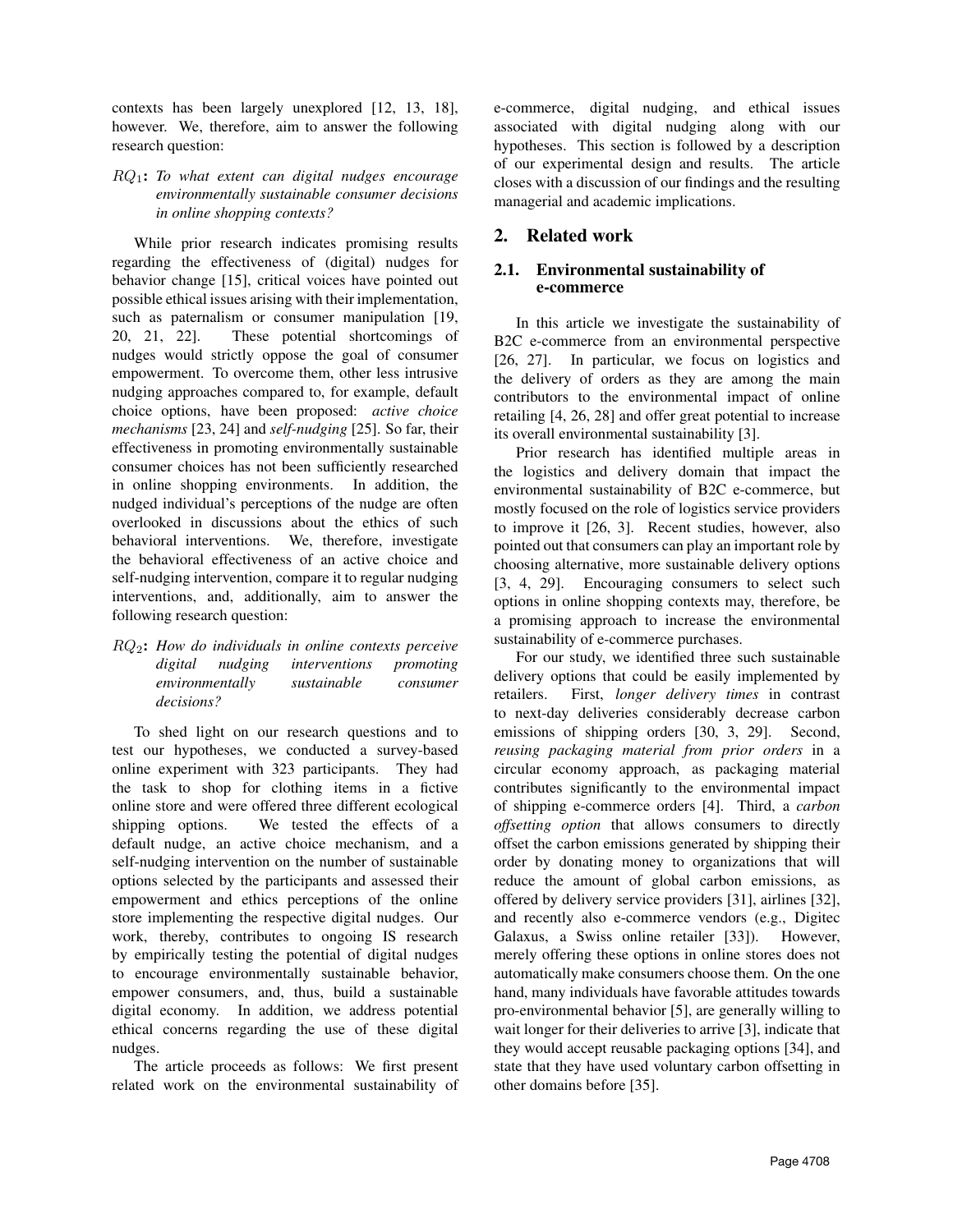contexts has been largely unexplored [12, 13, 18], however. We, therefore, aim to answer the following research question:

$RQ_1$: *To what extent can digital nudges encourage environmentally sustainable consumer decisions in online shopping contexts?*

While prior research indicates promising results regarding the effectiveness of (digital) nudges for behavior change [15], critical voices have pointed out possible ethical issues arising with their implementation, such as paternalism or consumer manipulation [19, 20, 21, 22]. These potential shortcomings of nudges would strictly oppose the goal of consumer empowerment. To overcome them, other less intrusive nudging approaches compared to, for example, default choice options, have been proposed: *active choice mechanisms* [23, 24] and *self-nudging* [25]. So far, their effectiveness in promoting environmentally sustainable consumer choices has not been sufficiently researched in online shopping environments. In addition, the nudged individual's perceptions of the nudge are often overlooked in discussions about the ethics of such behavioral interventions. We, therefore, investigate the behavioral effectiveness of an active choice and self-nudging intervention, compare it to regular nudging interventions, and, additionally, aim to answer the following research question:

$RQ_2$: *How do individuals in online contexts perceive digital nudging interventions promoting environmentally sustainable consumer decisions?*

To shed light on our research questions and to test our hypotheses, we conducted a survey-based online experiment with 323 participants. They had the task to shop for clothing items in a fictive online store and were offered three different ecological shipping options. We tested the effects of a default nudge, an active choice mechanism, and a self-nudging intervention on the number of sustainable options selected by the participants and assessed their empowerment and ethics perceptions of the online store implementing the respective digital nudges. Our work, thereby, contributes to ongoing IS research by empirically testing the potential of digital nudges to encourage environmentally sustainable behavior, empower consumers, and, thus, build a sustainable digital economy. In addition, we address potential ethical concerns regarding the use of these digital nudges.

The article proceeds as follows: We first present related work on the environmental sustainability of e-commerce, digital nudging, and ethical issues associated with digital nudging along with our hypotheses. This section is followed by a description of our experimental design and results. The article closes with a discussion of our findings and the resulting managerial and academic implications.

## 2. Related work

### 2.1. Environmental sustainability of e-commerce

In this article we investigate the sustainability of B2C e-commerce from an environmental perspective [26, 27]. In particular, we focus on logistics and the delivery of orders as they are among the main contributors to the environmental impact of online retailing [4, 26, 28] and offer great potential to increase its overall environmental sustainability [3].

Prior research has identified multiple areas in the logistics and delivery domain that impact the environmental sustainability of B2C e-commerce, but mostly focused on the role of logistics service providers to improve it [26, 3]. Recent studies, however, also pointed out that consumers can play an important role by choosing alternative, more sustainable delivery options [3, 4, 29]. Encouraging consumers to select such options in online shopping contexts may, therefore, be a promising approach to increase the environmental sustainability of e-commerce purchases.

For our study, we identified three such sustainable delivery options that could be easily implemented by retailers. First, *longer delivery times* in contrast to next-day deliveries considerably decrease carbon emissions of shipping orders [30, 3, 29]. Second, *reusing packaging material from prior orders* in a circular economy approach, as packaging material contributes significantly to the environmental impact of shipping e-commerce orders [4]. Third, a *carbon offsetting option* that allows consumers to directly offset the carbon emissions generated by shipping their order by donating money to organizations that will reduce the amount of global carbon emissions, as offered by delivery service providers [31], airlines [32], and recently also e-commerce vendors (e.g., Digitec Galaxus, a Swiss online retailer [33]). However, merely offering these options in online stores does not automatically make consumers choose them. On the one hand, many individuals have favorable attitudes towards pro-environmental behavior [5], are generally willing to wait longer for their deliveries to arrive [3], indicate that they would accept reusable packaging options [34], and state that they have used voluntary carbon offsetting in other domains before [35].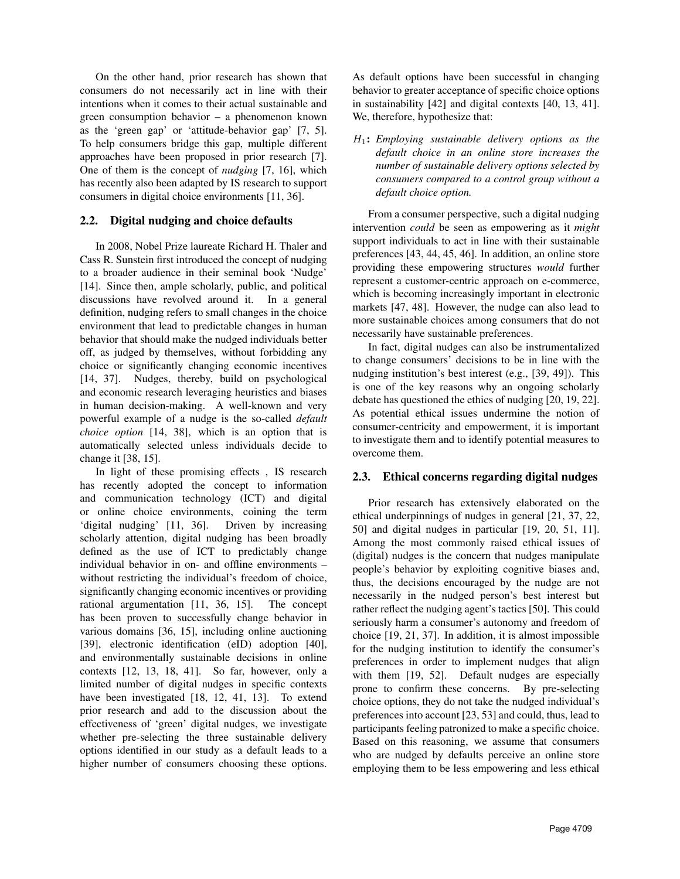On the other hand, prior research has shown that consumers do not necessarily act in line with their intentions when it comes to their actual sustainable and green consumption behavior – a phenomenon known as the 'green gap' or 'attitude-behavior gap' [7, 5]. To help consumers bridge this gap, multiple different approaches have been proposed in prior research [7]. One of them is the concept of *nudging* [7, 16], which has recently also been adapted by IS research to support consumers in digital choice environments [11, 36].

## 2.2. Digital nudging and choice defaults

In 2008, Nobel Prize laureate Richard H. Thaler and Cass R. Sunstein first introduced the concept of nudging to a broader audience in their seminal book 'Nudge' [14]. Since then, ample scholarly, public, and political discussions have revolved around it. In a general definition, nudging refers to small changes in the choice environment that lead to predictable changes in human behavior that should make the nudged individuals better off, as judged by themselves, without forbidding any choice or significantly changing economic incentives [14, 37]. Nudges, thereby, build on psychological and economic research leveraging heuristics and biases in human decision-making. A well-known and very powerful example of a nudge is the so-called *default choice option* [14, 38], which is an option that is automatically selected unless individuals decide to change it [38, 15].

In light of these promising effects , IS research has recently adopted the concept to information and communication technology (ICT) and digital or online choice environments, coining the term 'digital nudging' [11, 36]. Driven by increasing scholarly attention, digital nudging has been broadly defined as the use of ICT to predictably change individual behavior in on- and offline environments – without restricting the individual's freedom of choice, significantly changing economic incentives or providing rational argumentation [11, 36, 15]. The concept has been proven to successfully change behavior in various domains [36, 15], including online auctioning [39], electronic identification (eID) adoption [40], and environmentally sustainable decisions in online contexts [12, 13, 18, 41]. So far, however, only a limited number of digital nudges in specific contexts have been investigated [18, 12, 41, 13]. To extend prior research and add to the discussion about the effectiveness of 'green' digital nudges, we investigate whether pre-selecting the three sustainable delivery options identified in our study as a default leads to a higher number of consumers choosing these options. As default options have been successful in changing behavior to greater acceptance of specific choice options in sustainability [42] and digital contexts [40, 13, 41]. We, therefore, hypothesize that:

- $H_1$: *Employing sustainable delivery options as the default choice in an online store increases the number of sustainable delivery options selected by consumers compared to a control group without a default choice option.*

From a consumer perspective, such a digital nudging intervention *could* be seen as empowering as it *might* support individuals to act in line with their sustainable preferences [43, 44, 45, 46]. In addition, an online store providing these empowering structures *would* further represent a customer-centric approach on e-commerce, which is becoming increasingly important in electronic markets [47, 48]. However, the nudge can also lead to more sustainable choices among consumers that do not necessarily have sustainable preferences.

In fact, digital nudges can also be instrumentalized to change consumers' decisions to be in line with the nudging institution's best interest (e.g., [39, 49]). This is one of the key reasons why an ongoing scholarly debate has questioned the ethics of nudging [20, 19, 22]. As potential ethical issues undermine the notion of consumer-centricity and empowerment, it is important to investigate them and to identify potential measures to overcome them.

## 2.3. Ethical concerns regarding digital nudges

Prior research has extensively elaborated on the ethical underpinnings of nudges in general [21, 37, 22, 50] and digital nudges in particular [19, 20, 51, 11]. Among the most commonly raised ethical issues of (digital) nudges is the concern that nudges manipulate people's behavior by exploiting cognitive biases and, thus, the decisions encouraged by the nudge are not necessarily in the nudged person's best interest but rather reflect the nudging agent's tactics [50]. This could seriously harm a consumer's autonomy and freedom of choice [19, 21, 37]. In addition, it is almost impossible for the nudging institution to identify the consumer's preferences in order to implement nudges that align with them [19, 52]. Default nudges are especially prone to confirm these concerns. By pre-selecting choice options, they do not take the nudged individual's preferences into account [23, 53] and could, thus, lead to participants feeling patronized to make a specific choice. Based on this reasoning, we assume that consumers who are nudged by defaults perceive an online store employing them to be less empowering and less ethical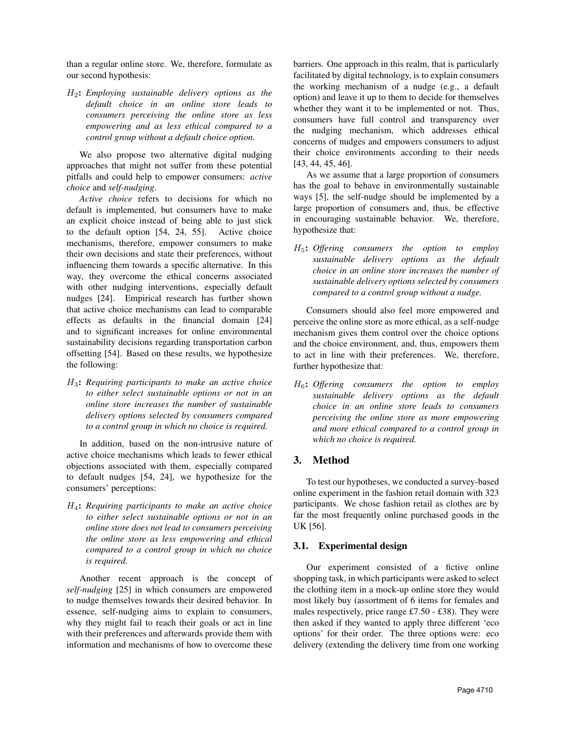than a regular online store. We, therefore, formulate as our second hypothesis:

$H_2$: *Employing sustainable delivery options as the default choice in an online store leads to consumers perceiving the online store as less empowering and as less ethical compared to a control group without a default choice option.*

We also propose two alternative digital nudging approaches that might not suffer from these potential pitfalls and could help to empower consumers: *active choice* and *self-nudging*.

*Active choice* refers to decisions for which no default is implemented, but consumers have to make an explicit choice instead of being able to just stick to the default option [54, 24, 55]. Active choice mechanisms, therefore, empower consumers to make their own decisions and state their preferences, without influencing them towards a specific alternative. In this way, they overcome the ethical concerns associated with other nudging interventions, especially default nudges [24]. Empirical research has further shown that active choice mechanisms can lead to comparable effects as defaults in the financial domain [24] and to significant increases for online environmental sustainability decisions regarding transportation carbon offsetting [54]. Based on these results, we hypothesize the following:

$H_3$: *Requiring participants to make an active choice to either select sustainable options or not in an online store increases the number of sustainable delivery options selected by consumers compared to a control group in which no choice is required.*

In addition, based on the non-intrusive nature of active choice mechanisms which leads to fewer ethical objections associated with them, especially compared to default nudges [54, 24], we hypothesize for the consumers' perceptions:

$H_4$: *Requiring participants to make an active choice to either select sustainable options or not in an online store does not lead to consumers perceiving the online store as less empowering and ethical compared to a control group in which no choice is required.*

Another recent approach is the concept of *self-nudging* [25] in which consumers are empowered to nudge themselves towards their desired behavior. In essence, self-nudging aims to explain to consumers, why they might fail to reach their goals or act in line with their preferences and afterwards provide them with information and mechanisms of how to overcome these barriers. One approach in this realm, that is particularly facilitated by digital technology, is to explain consumers the working mechanism of a nudge (e.g., a default option) and leave it up to them to decide for themselves whether they want it to be implemented or not. Thus, consumers have full control and transparency over the nudging mechanism, which addresses ethical concerns of nudges and empowers consumers to adjust their choice environments according to their needs [43, 44, 45, 46].

As we assume that a large proportion of consumers has the goal to behave in environmentally sustainable ways [5], the self-nudge should be implemented by a large proportion of consumers and, thus, be effective in encouraging sustainable behavior. We, therefore, hypothesize that:

$H_5$: *Offering consumers the option to employ sustainable delivery options as the default choice in an online store increases the number of sustainable delivery options selected by consumers compared to a control group without a nudge.*

Consumers should also feel more empowered and perceive the online store as more ethical, as a self-nudge mechanism gives them control over the choice options and the choice environment, and, thus, empowers them to act in line with their preferences. We, therefore, further hypothesize that:

$H_6$: *Offering consumers the option to employ sustainable delivery options as the default choice in an online store leads to consumers perceiving the online store as more empowering and more ethical compared to a control group in which no choice is required.*

## 3. Method

To test our hypotheses, we conducted a survey-based online experiment in the fashion retail domain with 323 participants. We chose fashion retail as clothes are by far the most frequently online purchased goods in the UK [56].

### 3.1. Experimental design

Our experiment consisted of a fictive online shopping task, in which participants were asked to select the clothing item in a mock-up online store they would most likely buy (assortment of 6 items for females and males respectively, price range £7.50 - £38). They were then asked if they wanted to apply three different 'eco options' for their order. The three options were: eco delivery (extending the delivery time from one working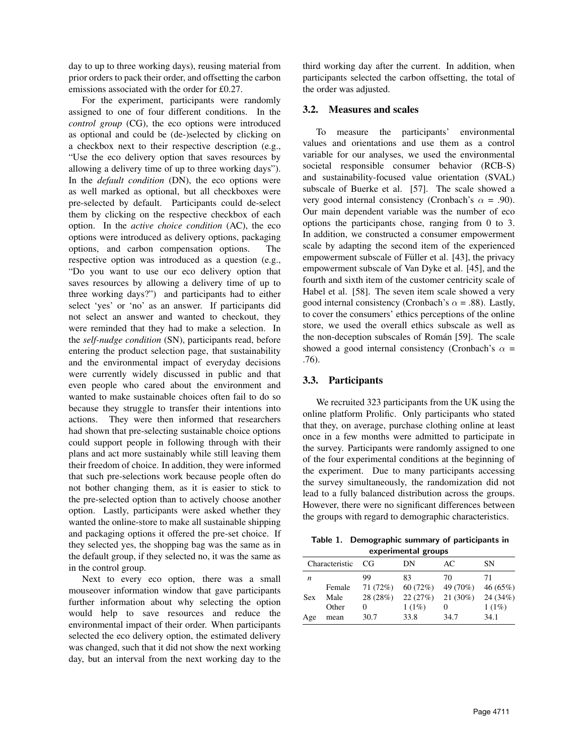day to up to three working days), reusing material from prior orders to pack their order, and offsetting the carbon emissions associated with the order for £0.27.

For the experiment, participants were randomly assigned to one of four different conditions. In the *control group* (CG), the eco options were introduced as optional and could be (de-)selected by clicking on a checkbox next to their respective description (e.g., "Use the eco delivery option that saves resources by allowing a delivery time of up to three working days"). In the *default condition* (DN), the eco options were as well marked as optional, but all checkboxes were pre-selected by default. Participants could de-select them by clicking on the respective checkbox of each option. In the *active choice condition* (AC), the eco options were introduced as delivery options, packaging options, and carbon compensation options. The respective option was introduced as a question (e.g., "Do you want to use our eco delivery option that saves resources by allowing a delivery time of up to three working days?") and participants had to either select 'yes' or 'no' as an answer. If participants did not select an answer and wanted to checkout, they were reminded that they had to make a selection. In the *self-nudge condition* (SN), participants read, before entering the product selection page, that sustainability and the environmental impact of everyday decisions were currently widely discussed in public and that even people who cared about the environment and wanted to make sustainable choices often fail to do so because they struggle to transfer their intentions into actions. They were then informed that researchers had shown that pre-selecting sustainable choice options could support people in following through with their plans and act more sustainably while still leaving them their freedom of choice. In addition, they were informed that such pre-selections work because people often do not bother changing them, as it is easier to stick to the pre-selected option than to actively choose another option. Lastly, participants were asked whether they wanted the online-store to make all sustainable shipping and packaging options it offered the pre-set choice. If they selected yes, the shopping bag was the same as in the default group, if they selected no, it was the same as in the control group.

Next to every eco option, there was a small mouseover information window that gave participants further information about why selecting the option would help to save resources and reduce the environmental impact of their order. When participants selected the eco delivery option, the estimated delivery was changed, such that it did not show the next working day, but an interval from the next working day to the third working day after the current. In addition, when participants selected the carbon offsetting, the total of the order was adjusted.

### 3.2. Measures and scales

To measure the participants' environmental values and orientations and use them as a control variable for our analyses, we used the environmental societal responsible consumer behavior (RCB-S) and sustainability-focused value orientation (SVAL) subscale of Buerke et al. [57]. The scale showed a very good internal consistency (Cronbach's $\alpha$ = .90). Our main dependent variable was the number of eco options the participants chose, ranging from 0 to 3. In addition, we constructed a consumer empowerment scale by adapting the second item of the experienced empowerment subscale of Füller et al. [43], the privacy empowerment subscale of Van Dyke et al. [45], and the fourth and sixth item of the customer centricity scale of Habel et al. [58]. The seven item scale showed a very good internal consistency (Cronbach's $\alpha$ = .88). Lastly, to cover the consumers' ethics perceptions of the online store, we used the overall ethics subscale as well as the non-deception subscales of Román [59]. The scale showed a good internal consistency (Cronbach's $\alpha$ = .76).

### 3.3. Participants

We recruited 323 participants from the UK using the online platform Prolific. Only participants who stated that they, on average, purchase clothing online at least once in a few months were admitted to participate in the survey. Participants were randomly assigned to one of the four experimental conditions at the beginning of the experiment. Due to many participants accessing the survey simultaneously, the randomization did not lead to a fully balanced distribution across the groups. However, there were no significant differences between the groups with regard to demographic characteristics.

**Table 1. Demographic summary of participants in experimental groups**

| Characteristic | | CG | DN | AC | SN |
|---|---|---|---|---|---|
| $n$ | | 99 | 83 | 70 | 71 |
| Sex | Female | 71 (72%) | 60 (72%) | 49 (70%) | 46 (65%) |
| | Male | 28 (28%) | 22 (27%) | 21 (30%) | 24 (34%) |
| | Other | 0 | 1 (1%) | 0 | 1 (1%) |
| Age | mean | 30.7 | 33.8 | 34.7 | 34.1 |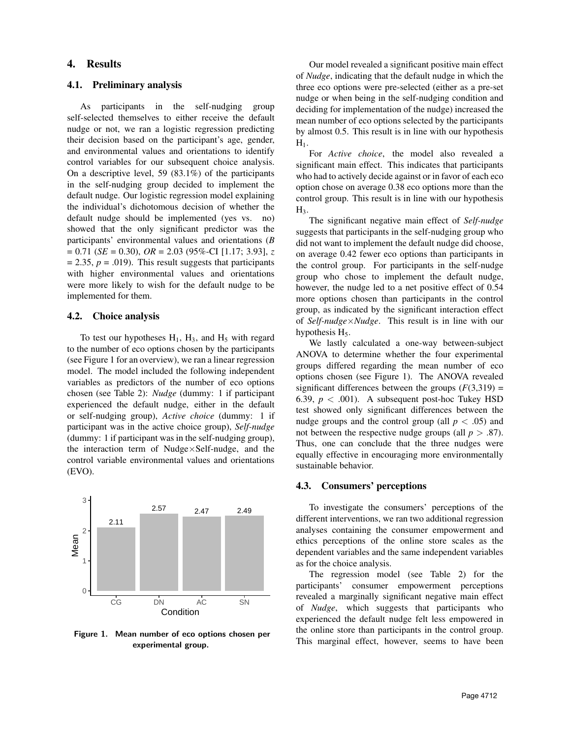## 4. Results

### 4.1. Preliminary analysis

As participants in the self-nudging group self-selected themselves to either receive the default nudge or not, we ran a logistic regression predicting their decision based on the participant's age, gender, and environmental values and orientations to identify control variables for our subsequent choice analysis. On a descriptive level, 59 (83.1%) of the participants in the self-nudging group decided to implement the default nudge. Our logistic regression model explaining the individual's dichotomous decision of whether the default nudge should be implemented (yes vs. no) showed that the only significant predictor was the participants' environmental values and orientations ($B$ = 0.71 ($SE$ = 0.30), $OR$ = 2.03 (95%-CI [1.17; 3.93], $z$ = 2.35, $p$ = .019). This result suggests that participants with higher environmental values and orientations were more likely to wish for the default nudge to be implemented for them.

### 4.2. Choice analysis

To test our hypotheses $H_1$, $H_3$, and $H_5$ with regard to the number of eco options chosen by the participants (see Figure 1 for an overview), we ran a linear regression model. The model included the following independent variables as predictors of the number of eco options chosen (see Table 2): *Nudge* (dummy: 1 if participant experienced the default nudge, either in the default or self-nudging group), *Active choice* (dummy: 1 if participant was in the active choice group), *Self-nudge* (dummy: 1 if participant was in the self-nudging group), the interaction term of Nudge×Self-nudge, and the control variable environmental values and orientations (EVO).

| Condition | Mean |
|---|---|
| CG | 2.11 |
| DN | 2.57 |
| AC | 2.47 |
| SN | 2.49 |

**Figure 1. Mean number of eco options chosen per experimental group.**

Our model revealed a significant positive main effect of *Nudge*, indicating that the default nudge in which the three eco options were pre-selected (either as a pre-set nudge or when being in the self-nudging condition and deciding for implementation of the nudge) increased the mean number of eco options selected by the participants by almost 0.5. This result is in line with our hypothesis $H_1$.

For *Active choice*, the model also revealed a significant main effect. This indicates that participants who had to actively decide against or in favor of each eco option chose on average 0.38 eco options more than the control group. This result is in line with our hypothesis $H_3$.

The significant negative main effect of *Self-nudge* suggests that participants in the self-nudging group who did not want to implement the default nudge did choose, on average 0.42 fewer eco options than participants in the control group. For participants in the self-nudge group who chose to implement the default nudge, however, the nudge led to a net positive effect of 0.54 more options chosen than participants in the control group, as indicated by the significant interaction effect of *Self-nudge*×*Nudge*. This result is in line with our hypothesis $H_5$.

We lastly calculated a one-way between-subject ANOVA to determine whether the four experimental groups differed regarding the mean number of eco options chosen (see Figure 1). The ANOVA revealed significant differences between the groups ($F(3,319)$ = 6.39, $p < .001$). A subsequent post-hoc Tukey HSD test showed only significant differences between the nudge groups and the control group (all $p < .05$) and not between the respective nudge groups (all $p > .87$). Thus, one can conclude that the three nudges were equally effective in encouraging more environmentally sustainable behavior.

### 4.3. Consumers' perceptions

To investigate the consumers' perceptions of the different interventions, we ran two additional regression analyses containing the consumer empowerment and ethics perceptions of the online store scales as the dependent variables and the same independent variables as for the choice analysis.

The regression model (see Table 2) for the participants' consumer empowerment perceptions revealed a marginally significant negative main effect of *Nudge*, which suggests that participants who experienced the default nudge felt less empowered in the online store than participants in the control group. This marginal effect, however, seems to have been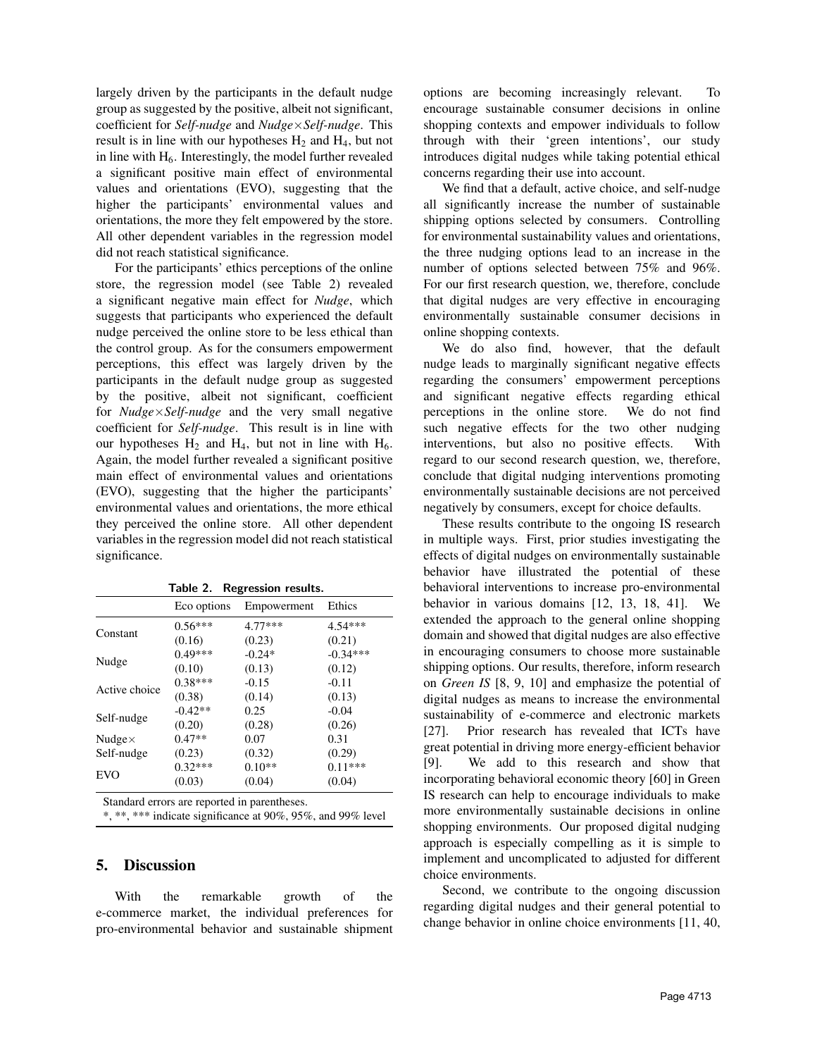largely driven by the participants in the default nudge group as suggested by the positive, albeit not significant, coefficient for *Self-nudge* and *Nudge×Self-nudge*. This result is in line with our hypotheses $H_2$ and $H_4$, but not in line with $H_6$. Interestingly, the model further revealed a significant positive main effect of environmental values and orientations (EVO), suggesting that the higher the participants' environmental values and orientations, the more they felt empowered by the store. All other dependent variables in the regression model did not reach statistical significance.

For the participants' ethics perceptions of the online store, the regression model (see Table 2) revealed a significant negative main effect for *Nudge*, which suggests that participants who experienced the default nudge perceived the online store to be less ethical than the control group. As for the consumers empowerment perceptions, this effect was largely driven by the participants in the default nudge group as suggested by the positive, albeit not significant, coefficient for *Nudge×Self-nudge* and the very small negative coefficient for *Self-nudge*. This result is in line with our hypotheses $H_2$ and $H_4$, but not in line with $H_6$. Again, the model further revealed a significant positive main effect of environmental values and orientations (EVO), suggesting that the higher the participants' environmental values and orientations, the more ethical they perceived the online store. All other dependent variables in the regression model did not reach statistical significance.

**Table 2. Regression results.**

| | Eco options | Empowerment | Ethics |
|---|---|---|---|
| Constant | 0.56*** | 4.77*** | 4.54*** |
| | (0.16) | (0.23) | (0.21) |
| Nudge | 0.49*** | -0.24* | -0.34*** |
| | (0.10) | (0.13) | (0.12) |
| Active choice | 0.38*** | -0.15 | -0.11 |
| | (0.38) | (0.14) | (0.13) |
| Self-nudge | -0.42** | 0.25 | -0.04 |
| | (0.20) | (0.28) | (0.26) |
| Nudge× Self-nudge | 0.47** | 0.07 | 0.31 |
| | (0.23) | (0.32) | (0.29) |
| EVO | 0.32*** | 0.10** | 0.11*** |
| | (0.03) | (0.04) | (0.04) |

Standard errors are reported in parentheses.
*, **, *** indicate significance at 90%, 95%, and 99% level

## 5. Discussion

With the remarkable growth of the e-commerce market, the individual preferences for pro-environmental behavior and sustainable shipment options are becoming increasingly relevant. To encourage sustainable consumer decisions in online shopping contexts and empower individuals to follow through with their 'green intentions', our study introduces digital nudges while taking potential ethical concerns regarding their use into account.

We find that a default, active choice, and self-nudge all significantly increase the number of sustainable shipping options selected by consumers. Controlling for environmental sustainability values and orientations, the three nudging options lead to an increase in the number of options selected between 75% and 96%. For our first research question, we, therefore, conclude that digital nudges are very effective in encouraging environmentally sustainable consumer decisions in online shopping contexts.

We do also find, however, that the default nudge leads to marginally significant negative effects regarding the consumers' empowerment perceptions and significant negative effects regarding ethical perceptions in the online store. We do not find such negative effects for the two other nudging interventions, but also no positive effects. With regard to our second research question, we, therefore, conclude that digital nudging interventions promoting environmentally sustainable decisions are not perceived negatively by consumers, except for choice defaults.

These results contribute to the ongoing IS research in multiple ways. First, prior studies investigating the effects of digital nudges on environmentally sustainable behavior have illustrated the potential of these behavioral interventions to increase pro-environmental behavior in various domains [12, 13, 18, 41]. We extended the approach to the general online shopping domain and showed that digital nudges are also effective in encouraging consumers to choose more sustainable shipping options. Our results, therefore, inform research on *Green IS* [8, 9, 10] and emphasize the potential of digital nudges as means to increase the environmental sustainability of e-commerce and electronic markets [27]. Prior research has revealed that ICTs have great potential in driving more energy-efficient behavior [9]. We add to this research and show that incorporating behavioral economic theory [60] in Green IS research can help to encourage individuals to make more environmentally sustainable decisions in online shopping environments. Our proposed digital nudging approach is especially compelling as it is simple to implement and uncomplicated to adjusted for different choice environments.

Second, we contribute to the ongoing discussion regarding digital nudges and their general potential to change behavior in online choice environments [11, 40,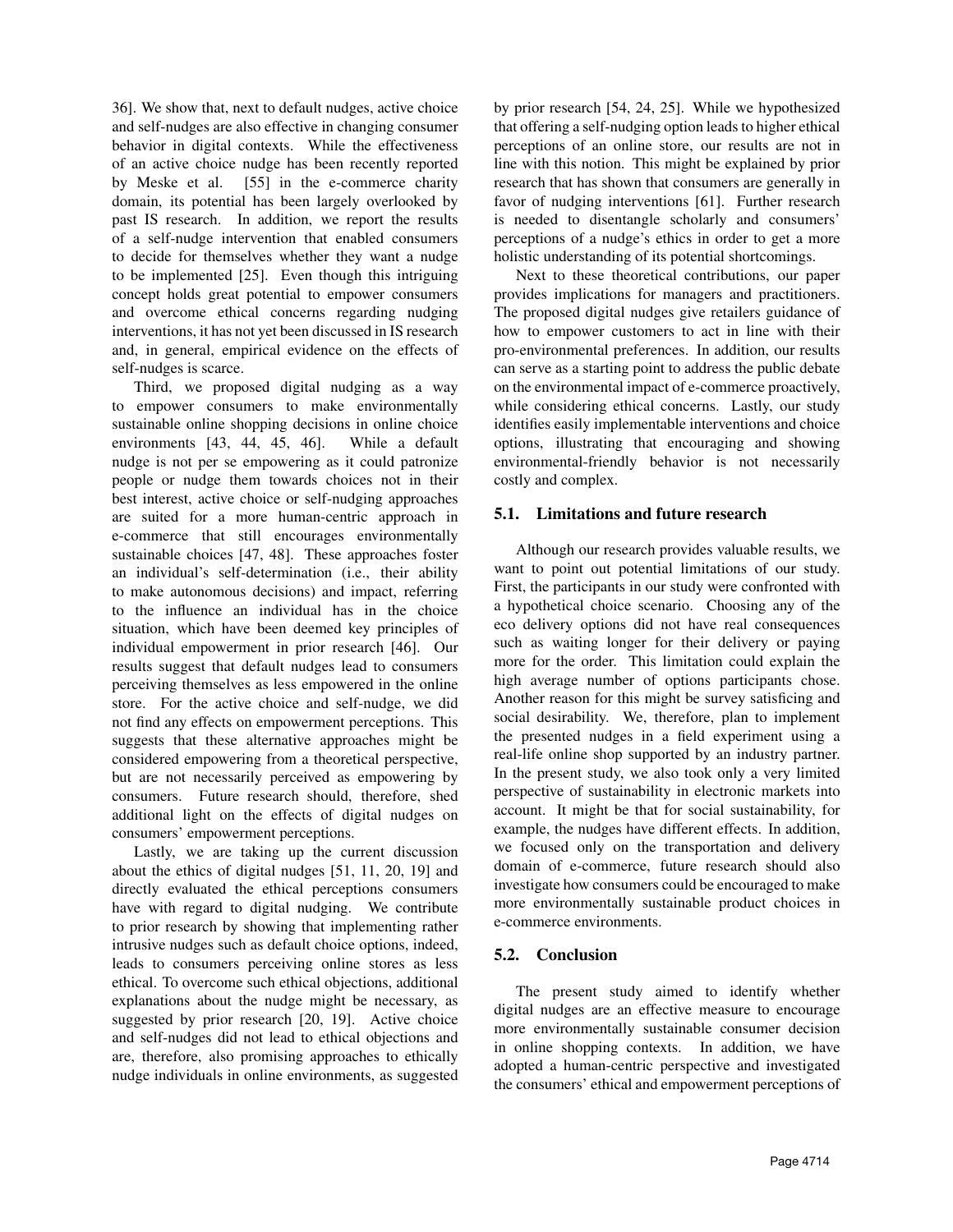36]. We show that, next to default nudges, active choice and self-nudges are also effective in changing consumer behavior in digital contexts. While the effectiveness of an active choice nudge has been recently reported by Meske et al. [55] in the e-commerce charity domain, its potential has been largely overlooked by past IS research. In addition, we report the results of a self-nudge intervention that enabled consumers to decide for themselves whether they want a nudge to be implemented [25]. Even though this intriguing concept holds great potential to empower consumers and overcome ethical concerns regarding nudging interventions, it has not yet been discussed in IS research and, in general, empirical evidence on the effects of self-nudges is scarce.

Third, we proposed digital nudging as a way to empower consumers to make environmentally sustainable online shopping decisions in online choice environments [43, 44, 45, 46]. While a default nudge is not per se empowering as it could patronize people or nudge them towards choices not in their best interest, active choice or self-nudging approaches are suited for a more human-centric approach in e-commerce that still encourages environmentally sustainable choices [47, 48]. These approaches foster an individual's self-determination (i.e., their ability to make autonomous decisions) and impact, referring to the influence an individual has in the choice situation, which have been deemed key principles of individual empowerment in prior research [46]. Our results suggest that default nudges lead to consumers perceiving themselves as less empowered in the online store. For the active choice and self-nudge, we did not find any effects on empowerment perceptions. This suggests that these alternative approaches might be considered empowering from a theoretical perspective, but are not necessarily perceived as empowering by consumers. Future research should, therefore, shed additional light on the effects of digital nudges on consumers' empowerment perceptions.

Lastly, we are taking up the current discussion about the ethics of digital nudges [51, 11, 20, 19] and directly evaluated the ethical perceptions consumers have with regard to digital nudging. We contribute to prior research by showing that implementing rather intrusive nudges such as default choice options, indeed, leads to consumers perceiving online stores as less ethical. To overcome such ethical objections, additional explanations about the nudge might be necessary, as suggested by prior research [20, 19]. Active choice and self-nudges did not lead to ethical objections and are, therefore, also promising approaches to ethically nudge individuals in online environments, as suggested by prior research [54, 24, 25]. While we hypothesized that offering a self-nudging option leads to higher ethical perceptions of an online store, our results are not in line with this notion. This might be explained by prior research that has shown that consumers are generally in favor of nudging interventions [61]. Further research is needed to disentangle scholarly and consumers' perceptions of a nudge's ethics in order to get a more holistic understanding of its potential shortcomings.

Next to these theoretical contributions, our paper provides implications for managers and practitioners. The proposed digital nudges give retailers guidance of how to empower customers to act in line with their pro-environmental preferences. In addition, our results can serve as a starting point to address the public debate on the environmental impact of e-commerce proactively, while considering ethical concerns. Lastly, our study identifies easily implementable interventions and choice options, illustrating that encouraging and showing environmental-friendly behavior is not necessarily costly and complex.

### 5.1. Limitations and future research

Although our research provides valuable results, we want to point out potential limitations of our study. First, the participants in our study were confronted with a hypothetical choice scenario. Choosing any of the eco delivery options did not have real consequences such as waiting longer for their delivery or paying more for the order. This limitation could explain the high average number of options participants chose. Another reason for this might be survey satisficing and social desirability. We, therefore, plan to implement the presented nudges in a field experiment using a real-life online shop supported by an industry partner. In the present study, we also took only a very limited perspective of sustainability in electronic markets into account. It might be that for social sustainability, for example, the nudges have different effects. In addition, we focused only on the transportation and delivery domain of e-commerce, future research should also investigate how consumers could be encouraged to make more environmentally sustainable product choices in e-commerce environments.

### 5.2. Conclusion

The present study aimed to identify whether digital nudges are an effective measure to encourage more environmentally sustainable consumer decision in online shopping contexts. In addition, we have adopted a human-centric perspective and investigated the consumers' ethical and empowerment perceptions of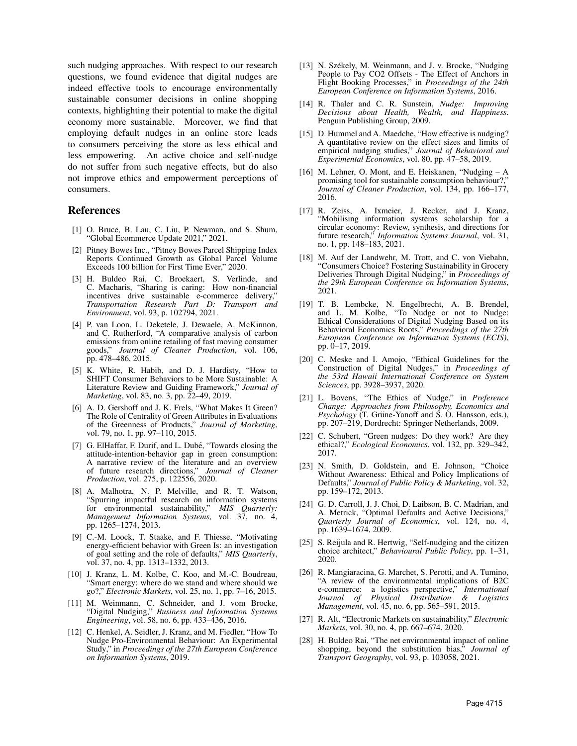such nudging approaches. With respect to our research questions, we found evidence that digital nudges are indeed effective tools to encourage environmentally sustainable consumer decisions in online shopping contexts, highlighting their potential to make the digital economy more sustainable. Moreover, we find that employing default nudges in an online store leads to consumers perceiving the store as less ethical and less empowering. An active choice and self-nudge do not suffer from such negative effects, but do also not improve ethics and empowerment perceptions of consumers.

## References

[1] O. Bruce, B. Lau, C. Liu, P. Newman, and S. Shum, "Global Ecommerce Update 2021," 2021.

[2] Pitney Bowes Inc., "Pitney Bowes Parcel Shipping Index Reports Continued Growth as Global Parcel Volume Exceeds 100 billion for First Time Ever," 2020.

[3] H. Buldeo Rai, C. Broekaert, S. Verlinde, and C. Macharis, "Sharing is caring: How non-financial incentives drive sustainable e-commerce delivery," *Transportation Research Part D: Transport and Environment*, vol. 93, p. 102794, 2021.

[4] P. van Loon, L. Deketele, J. Dewaele, A. McKinnon, and C. Rutherford, "A comparative analysis of carbon emissions from online retailing of fast moving consumer goods," *Journal of Cleaner Production*, vol. 106, pp. 478–486, 2015.

[5] K. White, R. Habib, and D. J. Hardisty, "How to SHIFT Consumer Behaviors to be More Sustainable: A Literature Review and Guiding Framework," *Journal of Marketing*, vol. 83, no. 3, pp. 22–49, 2019.

[6] A. D. Gershoff and J. K. Frels, "What Makes It Green? The Role of Centrality of Green Attributes in Evaluations of the Greenness of Products," *Journal of Marketing*, vol. 79, no. 1, pp. 97–110, 2015.

[7] G. ElHaffar, F. Durif, and L. Dubé, "Towards closing the attitude-intention-behavior gap in green consumption: A narrative review of the literature and an overview of future research directions," *Journal of Cleaner Production*, vol. 275, p. 122556, 2020.

[8] A. Malhotra, N. P. Melville, and R. T. Watson, "Spurring impactful research on information systems for environmental sustainability," *MIS Quarterly: Management Information Systems*, vol. 37, no. 4, pp. 1265–1274, 2013.

[9] C.-M. Loock, T. Staake, and F. Thiesse, "Motivating energy-efficient behavior with Green Is: an investigation of goal setting and the role of defaults," *MIS Quarterly*, vol. 37, no. 4, pp. 1313–1332, 2013.

[10] J. Kranz, L. M. Kolbe, C. Koo, and M.-C. Boudreau, "Smart energy: where do we stand and where should we go?," *Electronic Markets*, vol. 25, no. 1, pp. 7–16, 2015.

[11] M. Weinmann, C. Schneider, and J. vom Brocke, "Digital Nudging," *Business and Information Systems Engineering*, vol. 58, no. 6, pp. 433–436, 2016.

[12] C. Henkel, A. Seidler, J. Kranz, and M. Fiedler, "How To Nudge Pro-Environmental Behaviour: An Experimental Study," in *Proceedings of the 27th European Conference on Information Systems*, 2019.

[13] N. Székely, M. Weinmann, and J. v. Brocke, "Nudging People to Pay CO2 Offsets - The Effect of Anchors in Flight Booking Processes," in *Proceedings of the 24th European Conference on Information Systems*, 2016.

[14] R. Thaler and C. R. Sunstein, *Nudge: Improving Decisions about Health, Wealth, and Happiness*. Penguin Publishing Group, 2009.

[15] D. Hummel and A. Maedche, "How effective is nudging? A quantitative review on the effect sizes and limits of empirical nudging studies," *Journal of Behavioral and Experimental Economics*, vol. 80, pp. 47–58, 2019.

[16] M. Lehner, O. Mont, and E. Heiskanen, "Nudging – A promising tool for sustainable consumption behaviour?," *Journal of Cleaner Production*, vol. 134, pp. 166–177, 2016.

[17] R. Zeiss, A. Ixmeier, J. Recker, and J. Kranz, "Mobilising information systems scholarship for a circular economy: Review, synthesis, and directions for future research," *Information Systems Journal*, vol. 31, no. 1, pp. 148–183, 2021.

[18] M. Auf der Landwehr, M. Trott, and C. von Viebahn, "Consumers Choice? Fostering Sustainability in Grocery Deliveries Through Digital Nudging," in *Proceedings of the 29th European Conference on Information Systems*, 2021.

[19] T. B. Lembcke, N. Engelbrecht, A. B. Brendel, and L. M. Kolbe, "To Nudge or not to Nudge: Ethical Considerations of Digital Nudging Based on its Behavioral Economics Roots," *Proceedings of the 27th European Conference on Information Systems (ECIS)*, pp. 0–17, 2019.

[20] C. Meske and I. Amojo, "Ethical Guidelines for the Construction of Digital Nudges," in *Proceedings of the 53rd Hawaii International Conference on System Sciences*, pp. 3928–3937, 2020.

[21] L. Bovens, "The Ethics of Nudge," in *Preference Change: Approaches from Philosophy, Economics and Psychology* (T. Grüne-Yanoff and S. O. Hansson, eds.), pp. 207–219, Dordrecht: Springer Netherlands, 2009.

[22] C. Schubert, "Green nudges: Do they work? Are they ethical?," *Ecological Economics*, vol. 132, pp. 329–342, 2017.

[23] N. Smith, D. Goldstein, and E. Johnson, "Choice Without Awareness: Ethical and Policy Implications of Defaults," *Journal of Public Policy & Marketing*, vol. 32, pp. 159–172, 2013.

[24] G. D. Carroll, J. J. Choi, D. Laibson, B. C. Madrian, and A. Metrick, "Optimal Defaults and Active Decisions," *Quarterly Journal of Economics*, vol. 124, no. 4, pp. 1639–1674, 2009.

[25] S. Reijula and R. Hertwig, "Self-nudging and the citizen choice architect," *Behavioural Public Policy*, pp. 1–31, 2020.

[26] R. Mangiaracina, G. Marchet, S. Perotti, and A. Tumino, "A review of the environmental implications of B2C e-commerce: a logistics perspective," *International Journal of Physical Distribution & Logistics Management*, vol. 45, no. 6, pp. 565–591, 2015.

[27] R. Alt, "Electronic Markets on sustainability," *Electronic Markets*, vol. 30, no. 4, pp. 667–674, 2020.

[28] H. Buldeo Rai, "The net environmental impact of online shopping, beyond the substitution bias," *Journal of Transport Geography*, vol. 93, p. 103058, 2021.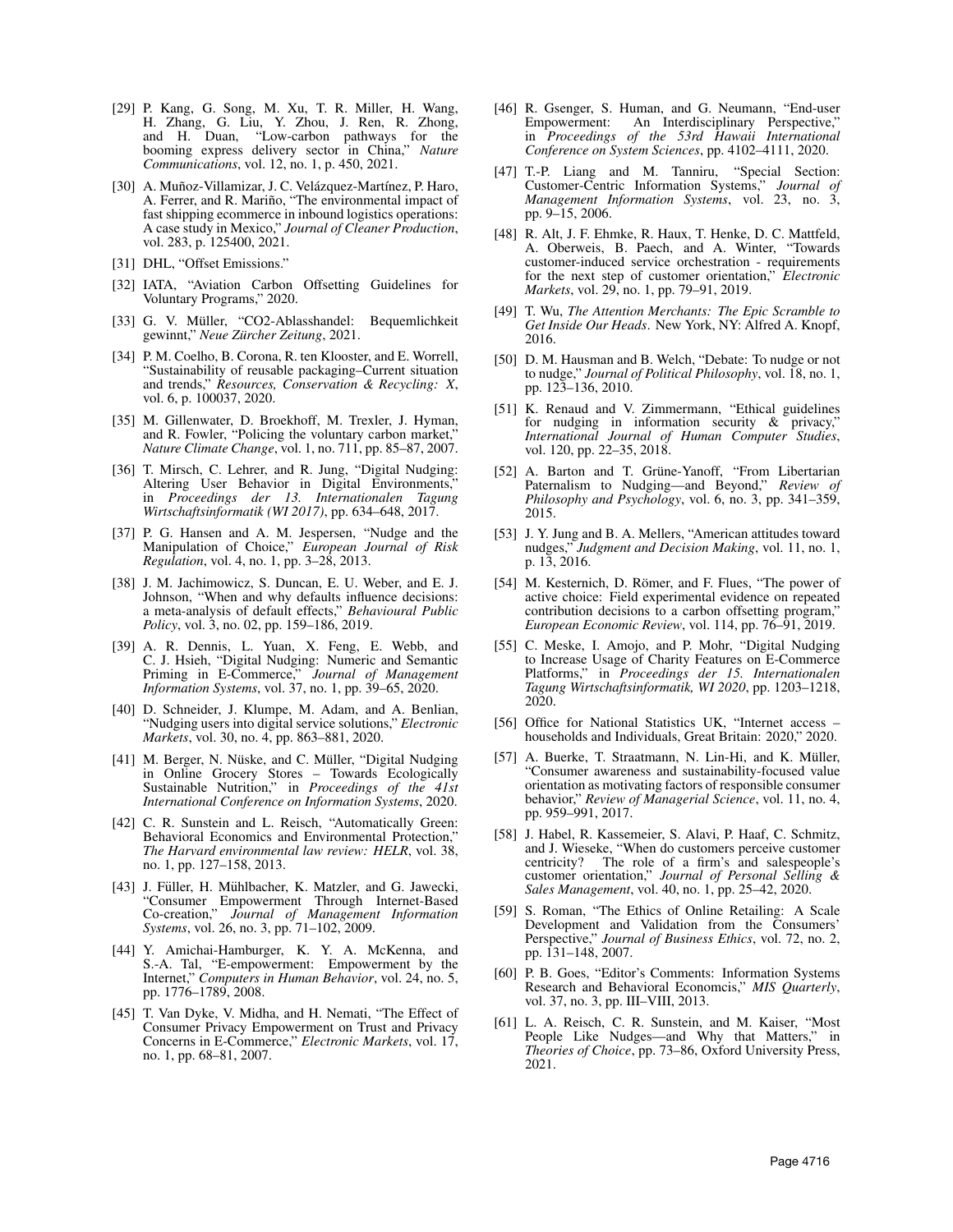[29] P. Kang, G. Song, M. Xu, T. R. Miller, H. Wang, H. Zhang, G. Liu, Y. Zhou, J. Ren, R. Zhong, and H. Duan, "Low-carbon pathways for the booming express delivery sector in China," *Nature Communications*, vol. 12, no. 1, p. 450, 2021.

[30] A. Muñoz-Villamizar, J. C. Velázquez-Martínez, P. Haro, A. Ferrer, and R. Mariño, "The environmental impact of fast shipping ecommerce in inbound logistics operations: A case study in Mexico," *Journal of Cleaner Production*, vol. 283, p. 125400, 2021.

[31] DHL, "Offset Emissions."

[32] IATA, "Aviation Carbon Offsetting Guidelines for Voluntary Programs," 2020.

[33] G. V. Müller, "CO2-Ablasshandel: Bequemlichkeit gewinnt," *Neue Zürcher Zeitung*, 2021.

[34] P. M. Coelho, B. Corona, R. ten Klooster, and E. Worrell, "Sustainability of reusable packaging–Current situation and trends," *Resources, Conservation & Recycling: X*, vol. 6, p. 100037, 2020.

[35] M. Gillenwater, D. Broekhoff, M. Trexler, J. Hyman, and R. Fowler, "Policing the voluntary carbon market," *Nature Climate Change*, vol. 1, no. 711, pp. 85–87, 2007.

[36] T. Mirsch, C. Lehrer, and R. Jung, "Digital Nudging: Altering User Behavior in Digital Environments," in *Proceedings der 13. Internationalen Tagung Wirtschaftsinformatik (WI 2017)*, pp. 634–648, 2017.

[37] P. G. Hansen and A. M. Jespersen, "Nudge and the Manipulation of Choice," *European Journal of Risk Regulation*, vol. 4, no. 1, pp. 3–28, 2013.

[38] J. M. Jachimowicz, S. Duncan, E. U. Weber, and E. J. Johnson, "When and why defaults influence decisions: a meta-analysis of default effects," *Behavioural Public Policy*, vol. 3, no. 02, pp. 159–186, 2019.

[39] A. R. Dennis, L. Yuan, X. Feng, E. Webb, and C. J. Hsieh, "Digital Nudging: Numeric and Semantic Priming in E-Commerce," *Journal of Management Information Systems*, vol. 37, no. 1, pp. 39–65, 2020.

[40] D. Schneider, J. Klumpe, M. Adam, and A. Benlian, "Nudging users into digital service solutions," *Electronic Markets*, vol. 30, no. 4, pp. 863–881, 2020.

[41] M. Berger, N. Nüske, and C. Müller, "Digital Nudging in Online Grocery Stores – Towards Ecologically Sustainable Nutrition," in *Proceedings of the 41st International Conference on Information Systems*, 2020.

[42] C. R. Sunstein and L. Reisch, "Automatically Green: Behavioral Economics and Environmental Protection," *The Harvard environmental law review: HELR*, vol. 38, no. 1, pp. 127–158, 2013.

[43] J. Füller, H. Mühlbacher, K. Matzler, and G. Jawecki, "Consumer Empowerment Through Internet-Based Co-creation," *Journal of Management Information Systems*, vol. 26, no. 3, pp. 71–102, 2009.

[44] Y. Amichai-Hamburger, K. Y. A. McKenna, and S.-A. Tal, "E-empowerment: Empowerment by the Internet," *Computers in Human Behavior*, vol. 24, no. 5, pp. 1776–1789, 2008.

[45] T. Van Dyke, V. Midha, and H. Nemati, "The Effect of Consumer Privacy Empowerment on Trust and Privacy Concerns in E-Commerce," *Electronic Markets*, vol. 17, no. 1, pp. 68–81, 2007.

[46] R. Gsenger, S. Human, and G. Neumann, "End-user Empowerment: An Interdisciplinary Perspective," in *Proceedings of the 53rd Hawaii International Conference on System Sciences*, pp. 4102–4111, 2020.

[47] T.-P. Liang and M. Tanniru, "Special Section: Customer-Centric Information Systems," *Journal of Management Information Systems*, vol. 23, no. 3, pp. 9–15, 2006.

[48] R. Alt, J. F. Ehmke, R. Haux, T. Henke, D. C. Mattfeld, A. Oberweis, B. Paech, and A. Winter, "Towards customer-induced service orchestration - requirements for the next step of customer orientation," *Electronic Markets*, vol. 29, no. 1, pp. 79–91, 2019.

[49] T. Wu, *The Attention Merchants: The Epic Scramble to Get Inside Our Heads*. New York, NY: Alfred A. Knopf, 2016.

[50] D. M. Hausman and B. Welch, "Debate: To nudge or not to nudge," *Journal of Political Philosophy*, vol. 18, no. 1, pp. 123–136, 2010.

[51] K. Renaud and V. Zimmermann, "Ethical guidelines for nudging in information security & privacy," *International Journal of Human Computer Studies*, vol. 120, pp. 22–35, 2018.

[52] A. Barton and T. Grüne-Yanoff, "From Libertarian Paternalism to Nudging—and Beyond," *Review of Philosophy and Psychology*, vol. 6, no. 3, pp. 341–359, 2015.

[53] J. Y. Jung and B. A. Mellers, "American attitudes toward nudges," *Judgment and Decision Making*, vol. 11, no. 1, p. 13, 2016.

[54] M. Kesternich, D. Römer, and F. Flues, "The power of active choice: Field experimental evidence on repeated contribution decisions to a carbon offsetting program," *European Economic Review*, vol. 114, pp. 76–91, 2019.

[55] C. Meske, I. Amojo, and P. Mohr, "Digital Nudging to Increase Usage of Charity Features on E-Commerce Platforms," in *Proceedings der 15. Internationalen Tagung Wirtschaftsinformatik, WI 2020*, pp. 1203–1218, 2020.

[56] Office for National Statistics UK, "Internet access – households and Individuals, Great Britain: 2020," 2020.

[57] A. Buerke, T. Straatmann, N. Lin-Hi, and K. Müller, "Consumer awareness and sustainability-focused value orientation as motivating factors of responsible consumer behavior," *Review of Managerial Science*, vol. 11, no. 4, pp. 959–991, 2017.

[58] J. Habel, R. Kassemeier, S. Alavi, P. Haaf, C. Schmitz, and J. Wieseke, "When do customers perceive customer centricity? The role of a firm's and salespeople's customer orientation," *Journal of Personal Selling & Sales Management*, vol. 40, no. 1, pp. 25–42, 2020.

[59] S. Roman, "The Ethics of Online Retailing: A Scale Development and Validation from the Consumers' Perspective," *Journal of Business Ethics*, vol. 72, no. 2, pp. 131–148, 2007.

[60] P. B. Goes, "Editor's Comments: Information Systems Research and Behavioral Economcis," *MIS Quarterly*, vol. 37, no. 3, pp. III–VIII, 2013.

[61] L. A. Reisch, C. R. Sunstein, and M. Kaiser, "Most People Like Nudges—and Why that Matters," in *Theories of Choice*, pp. 73–86, Oxford University Press, 2021.